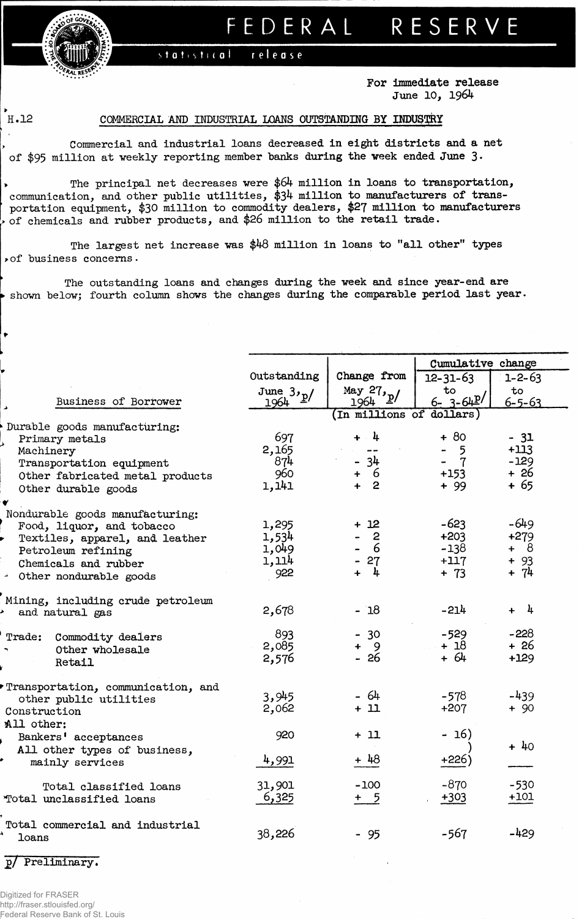# FEDERAL RESERVE

statistical release

For immediate release
June 10, 1964

H.12

## COMMERCIAL AND INDUSTRIAL LOANS OUTSTANDING BY INDUSTRY

Commercial and industrial loans decreased in eight districts and a net of $95 million at weekly reporting member banks during the week ended June 3.

The principal net decreases were $64 million in loans to transportation, communication, and other public utilities, $34 million to manufacturers of transportation equipment, $30 million to commodity dealers, $27 million to manufacturers of chemicals and rubber products, and $26 million to the retail trade.

The largest net increase was $48 million in loans to "all other" types of business concerns.

The outstanding loans and changes during the week and since year-end are shown below; fourth column shows the changes during the comparable period last year.

| Business of Borrower | Outstanding June 3, 1964 p/ | Change from May 27, 1964 p/ | Cumulative change 12-31-63 to 6-3-64p/ | Cumulative change 1-2-63 to 6-5-63 |
|---|---|---|---|---|
| | (In millions of dollars) | | | |
| **Durable goods manufacturing:** | | | | |
| Primary metals | 697 | + 4 | + 80 | - 31 |
| Machinery | 2,165 | -- | - 5 | +113 |
| Transportation equipment | 874 | - 34 | - 7 | -129 |
| Other fabricated metal products | 960 | + 6 | +153 | + 26 |
| Other durable goods | 1,141 | + 2 | + 99 | + 65 |
| **Nondurable goods manufacturing:** | | | | |
| Food, liquor, and tobacco | 1,295 | + 12 | -623 | -649 |
| Textiles, apparel, and leather | 1,534 | - 2 | +203 | +279 |
| Petroleum refining | 1,049 | - 6 | -138 | + 8 |
| Chemicals and rubber | 1,114 | - 27 | +117 | + 93 |
| Other nondurable goods | 922 | + 4 | + 73 | + 74 |
| Mining, including crude petroleum and natural gas | 2,678 | - 18 | -214 | + 4 |
| Trade: Commodity dealers | 893 | - 30 | -529 | -228 |
| Other wholesale | 2,085 | + 9 | + 18 | + 26 |
| Retail | 2,576 | - 26 | + 64 | +129 |
| Transportation, communication, and other public utilities | 3,945 | - 64 | -578 | -439 |
| Construction | 2,062 | + 11 | +207 | + 90 |
| **All other:** | | | | |
| Bankers' acceptances | 920 | + 11 | - 16) | + 40 |
| All other types of business, mainly services | 4,991 | + 48 | +226) | |
| Total classified loans | 31,901 | -100 | -870 | -530 |
| Total unclassified loans | 6,325 | + 5 | +303 | +101 |
| Total commercial and industrial loans | 38,226 | - 95 | -567 | -429 |

p/ Preliminary.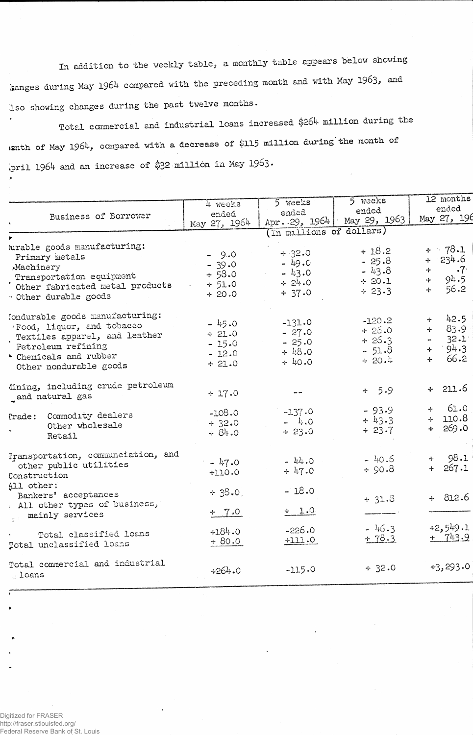In addition to the weekly table, a monthly table appears below showing changes during May 1964 compared with the preceding month and with May 1963, and also showing changes during the past twelve months.

Total commercial and industrial loans increased $264 million during the month of May 1964, compared with a decrease of $115 million during the month of April 1964 and an increase of $32 million in May 1963.

| Business of Borrower | 4 weeks ended May 27, 1964 | 5 weeks ended Apr. 29, 1964 | 5 weeks ended May 29, 1963 | 12 months ended May 27, 1964 |
|---|---|---|---|---|
| | (In millions of dollars) | | | |
| Durable goods manufacturing: | | | | |
| Primary metals | - 9.0 | + 32.0 | + 18.2 | + 78.1 |
| Machinery | - 39.0 | - 49.0 | - 25.8 | + 234.6 |
| Transportation equipment | + 58.0 | - 43.0 | - 43.8 | + .7 |
| Other fabricated metal products | + 51.0 | + 24.0 | + 20.1 | + 94.5 |
| Other durable goods | + 20.0 | + 37.0 | + 23.3 | + 56.2 |
| Nondurable goods manufacturing: | | | | |
| Food, liquor, and tobacco | - 45.0 | -131.0 | -120.2 | + 42.5 |
| Textiles apparel, and leather | + 21.0 | - 27.0 | + 26.0 | + 83.9 |
| Petroleum refining | - 15.0 | - 25.0 | + 26.3 | - 32.1 |
| Chemicals and rubber | - 12.0 | + 48.0 | - 51.8 | + 94.3 |
| Other nondurable goods | + 21.0 | + 40.0 | + 20.4 | + 66.2 |
| Mining, including crude petroleum and natural gas | + 17.0 | -- | + 5.9 | + 211.6 |
| Trade: Commodity dealers | -108.0 | -137.0 | - 93.9 | + 61.0 |
| Other wholesale | + 32.0 | - 4.0 | + 43.3 | + 110.8 |
| Retail | + 84.0 | + 23.0 | + 23.7 | + 269.0 |
| Transportation, communication, and other public utilities | - 47.0 | - 44.0 | - 40.6 | + 98.1 |
| Construction | +110.0 | + 47.0 | + 90.8 | + 267.1 |
| All other: | | | | |
| Bankers' acceptances | + 38.0 | - 18.0 | + 31.8 | + 812.6 |
| All other types of business, mainly services | + 7.0 | + 1.0 | | |
| Total classified loans | +184.0 | -226.0 | - 46.3 | +2,549.1 |
| Total unclassified loans | + 80.0 | +111.0 | + 78.3 | + 743.9 |
| Total commercial and industrial loans | +264.0 | -115.0 | + 32.0 | +3,293.0 |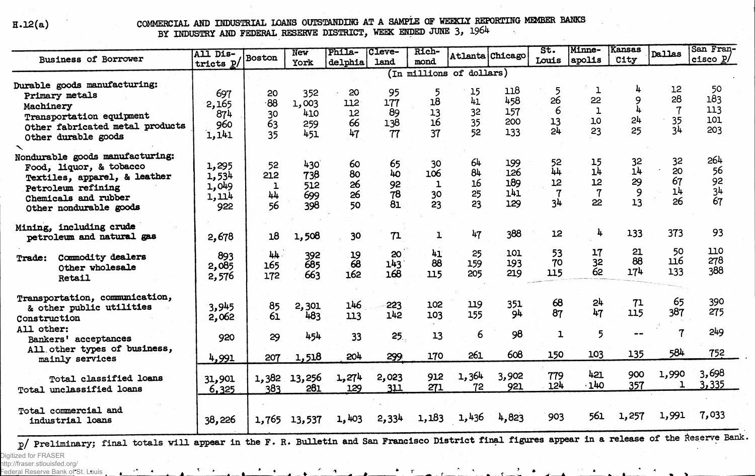H.12(a)

# COMMERCIAL AND INDUSTRIAL LOANS OUTSTANDING AT A SAMPLE OF WEEKLY REPORTING MEMBER BANKS BY INDUSTRY AND FEDERAL RESERVE DISTRICT, WEEK ENDED JUNE 3, 1964

| Business of Borrower | All Districts p/ | Boston | New York | Philadelphia | Cleveland | Richmond | Atlanta | Chicago | St. Louis | Minneapolis | Kansas City | Dallas | San Francisco p/ |
|---|---|---|---|---|---|---|---|---|---|---|---|---|---|
| | | (In millions of dollars) | | | | | | | | | | | |
| **Durable goods manufacturing:** | | | | | | | | | | | | | |
| Primary metals | 697 | 20 | 352 | 20 | 95 | 5 | 15 | 118 | 5 | 1 | 4 | 12 | 50 |
| Machinery | 2,165 | 88 | 1,003 | 112 | 177 | 18 | 41 | 458 | 26 | 22 | 9 | 28 | 183 |
| Transportation equipment | 874 | 30 | 410 | 12 | 89 | 13 | 32 | 157 | 6 | 1 | 4 | 7 | 113 |
| Other fabricated metal products | 960 | 63 | 259 | 66 | 138 | 16 | 35 | 200 | 13 | 10 | 24 | 35 | 101 |
| Other durable goods | 1,141 | 35 | 451 | 47 | 77 | 37 | 52 | 133 | 24 | 23 | 25 | 34 | 203 |
| **Nondurable goods manufacturing:** | | | | | | | | | | | | | |
| Food, liquor, & tobacco | 1,295 | 52 | 430 | 60 | 65 | 30 | 64 | 199 | 52 | 15 | 32 | 32 | 264 |
| Textiles, apparel, & leather | 1,534 | 212 | 738 | 80 | 40 | 106 | 84 | 126 | 44 | 14 | 14 | 20 | 56 |
| Petroleum refining | 1,049 | 1 | 512 | 26 | 92 | 1 | 16 | 189 | 12 | 12 | 29 | 67 | 92 |
| Chemicals and rubber | 1,114 | 44 | 699 | 26 | 78 | 30 | 25 | 141 | 7 | 7 | 9 | 14 | 34 |
| Other nondurable goods | 922 | 56 | 398 | 50 | 81 | 23 | 23 | 129 | 34 | 22 | 13 | 26 | 67 |
| **Mining, including crude petroleum and natural gas** | 2,678 | 18 | 1,508 | 30 | 71 | 1 | 47 | 388 | 12 | 4 | 133 | 373 | 93 |
| **Trade:** Commodity dealers | 893 | 44 | 392 | 19 | 20 | 41 | 25 | 101 | 53 | 17 | 21 | 50 | 110 |
| Other wholesale | 2,085 | 165 | 685 | 68 | 143 | 88 | 159 | 193 | 70 | 32 | 88 | 116 | 278 |
| Retail | 2,576 | 172 | 663 | 162 | 168 | 115 | 205 | 219 | 115 | 62 | 174 | 133 | 388 |
| **Transportation, communication, & other public utilities** | 3,945 | 85 | 2,301 | 146 | 223 | 102 | 119 | 351 | 68 | 24 | 71 | 65 | 390 |
| **Construction** | 2,062 | 61 | 483 | 113 | 142 | 103 | 155 | 94 | 87 | 47 | 115 | 387 | 275 |
| **All other:** | | | | | | | | | | | | | |
| Bankers' acceptances | 920 | 29 | 454 | 33 | 25 | 13 | 6 | 98 | 1 | 5 | -- | 7 | 249 |
| All other types of business, mainly services | 4,991 | 207 | 1,518 | 204 | 299 | 170 | 261 | 608 | 150 | 103 | 135 | 584 | 752 |
| Total classified loans | 31,901 | 1,382 | 13,256 | 1,274 | 2,023 | 912 | 1,364 | 3,902 | 779 | 421 | 900 | 1,990 | 3,698 |
| Total unclassified loans | 6,325 | 383 | 281 | 129 | 311 | 271 | 72 | 921 | 124 | 140 | 357 | 1 | 3,335 |
| **Total commercial and industrial loans** | 38,226 | 1,765 | 13,537 | 1,403 | 2,334 | 1,183 | 1,436 | 4,823 | 903 | 561 | 1,257 | 1,991 | 7,033 |

p/ Preliminary; final totals will appear in the F. R. Bulletin and San Francisco District final figures appear in a release of the Reserve Bank.